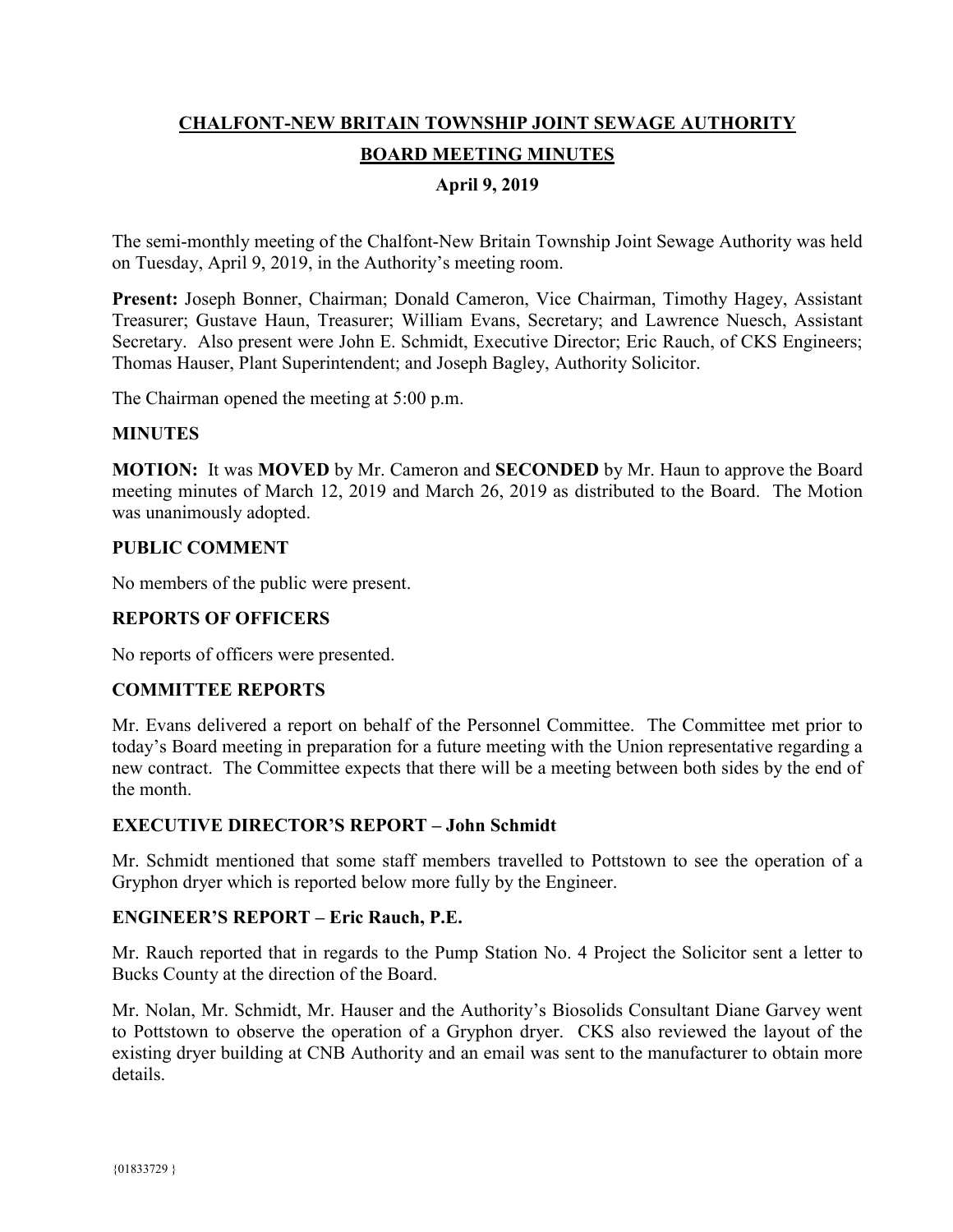# CHALFONT-NEW BRITAIN TOWNSHIP JOINT SEWAGE AUTHORITY

## BOARD MEETING MINUTES

### April 9, 2019

The semi-monthly meeting of the Chalfont-New Britain Township Joint Sewage Authority was held on Tuesday, April 9, 2019, in the Authority's meeting room.

**Present:** Joseph Bonner, Chairman; Donald Cameron, Vice Chairman, Timothy Hagey, Assistant Treasurer; Gustave Haun, Treasurer; William Evans, Secretary; and Lawrence Nuesch, Assistant Secretary. Also present were John E. Schmidt, Executive Director; Eric Rauch, of CKS Engineers; Thomas Hauser, Plant Superintendent; and Joseph Bagley, Authority Solicitor.

The Chairman opened the meeting at 5:00 p.m.

**MINUTES**

**MOTION:** It was **MOVED** by Mr. Cameron and **SECONDED** by Mr. Haun to approve the Board meeting minutes of March 12, 2019 and March 26, 2019 as distributed to the Board. The Motion was unanimously adopted.

**PUBLIC COMMENT**

No members of the public were present.

**REPORTS OF OFFICERS**

No reports of officers were presented.

**COMMITTEE REPORTS**

Mr. Evans delivered a report on behalf of the Personnel Committee. The Committee met prior to today's Board meeting in preparation for a future meeting with the Union representative regarding a new contract. The Committee expects that there will be a meeting between both sides by the end of the month.

**EXECUTIVE DIRECTOR'S REPORT – John Schmidt**

Mr. Schmidt mentioned that some staff members travelled to Pottstown to see the operation of a Gryphon dryer which is reported below more fully by the Engineer.

**ENGINEER'S REPORT – Eric Rauch, P.E.**

Mr. Rauch reported that in regards to the Pump Station No. 4 Project the Solicitor sent a letter to Bucks County at the direction of the Board.

Mr. Nolan, Mr. Schmidt, Mr. Hauser and the Authority's Biosolids Consultant Diane Garvey went to Pottstown to observe the operation of a Gryphon dryer. CKS also reviewed the layout of the existing dryer building at CNB Authority and an email was sent to the manufacturer to obtain more details.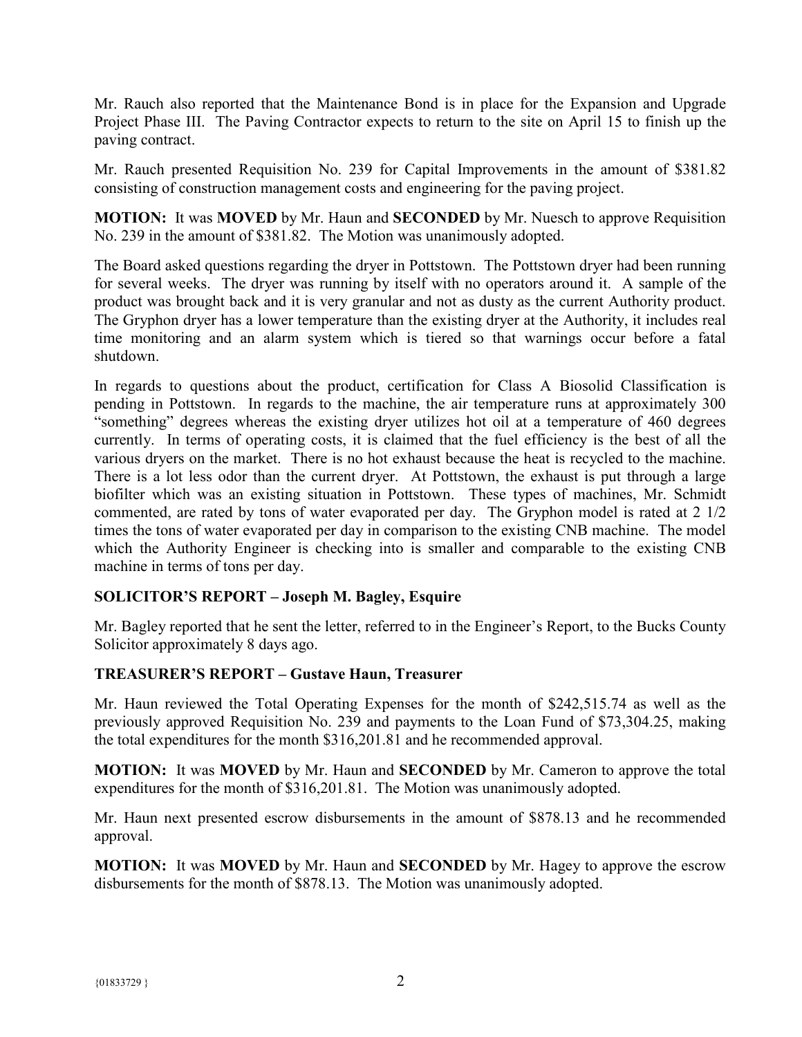Mr. Rauch also reported that the Maintenance Bond is in place for the Expansion and Upgrade Project Phase III. The Paving Contractor expects to return to the site on April 15 to finish up the paving contract.

Mr. Rauch presented Requisition No. 239 for Capital Improvements in the amount of $381.82 consisting of construction management costs and engineering for the paving project.

**MOTION:** It was **MOVED** by Mr. Haun and **SECONDED** by Mr. Nuesch to approve Requisition No. 239 in the amount of $381.82. The Motion was unanimously adopted.

The Board asked questions regarding the dryer in Pottstown. The Pottstown dryer had been running for several weeks. The dryer was running by itself with no operators around it. A sample of the product was brought back and it is very granular and not as dusty as the current Authority product. The Gryphon dryer has a lower temperature than the existing dryer at the Authority, it includes real time monitoring and an alarm system which is tiered so that warnings occur before a fatal shutdown.

In regards to questions about the product, certification for Class A Biosolid Classification is pending in Pottstown. In regards to the machine, the air temperature runs at approximately 300 "something" degrees whereas the existing dryer utilizes hot oil at a temperature of 460 degrees currently. In terms of operating costs, it is claimed that the fuel efficiency is the best of all the various dryers on the market. There is no hot exhaust because the heat is recycled to the machine. There is a lot less odor than the current dryer. At Pottstown, the exhaust is put through a large biofilter which was an existing situation in Pottstown. These types of machines, Mr. Schmidt commented, are rated by tons of water evaporated per day. The Gryphon model is rated at 2 1/2 times the tons of water evaporated per day in comparison to the existing CNB machine. The model which the Authority Engineer is checking into is smaller and comparable to the existing CNB machine in terms of tons per day.

## SOLICITOR'S REPORT – Joseph M. Bagley, Esquire

Mr. Bagley reported that he sent the letter, referred to in the Engineer's Report, to the Bucks County Solicitor approximately 8 days ago.

## TREASURER'S REPORT – Gustave Haun, Treasurer

Mr. Haun reviewed the Total Operating Expenses for the month of $242,515.74 as well as the previously approved Requisition No. 239 and payments to the Loan Fund of $73,304.25, making the total expenditures for the month $316,201.81 and he recommended approval.

**MOTION:** It was **MOVED** by Mr. Haun and **SECONDED** by Mr. Cameron to approve the total expenditures for the month of $316,201.81. The Motion was unanimously adopted.

Mr. Haun next presented escrow disbursements in the amount of $878.13 and he recommended approval.

**MOTION:** It was **MOVED** by Mr. Haun and **SECONDED** by Mr. Hagey to approve the escrow disbursements for the month of $878.13. The Motion was unanimously adopted.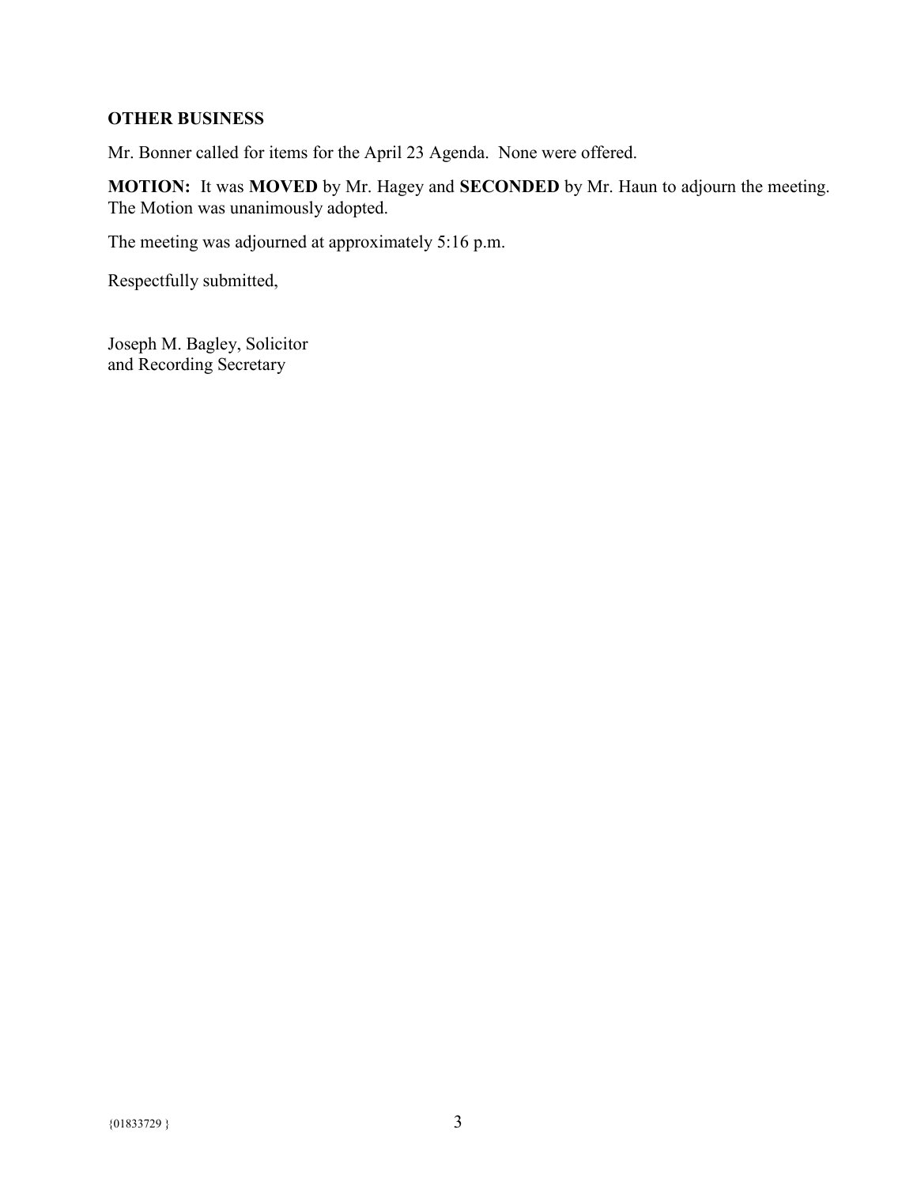**OTHER BUSINESS**

Mr. Bonner called for items for the April 23 Agenda. None were offered.

**MOTION:** It was **MOVED** by Mr. Hagey and **SECONDED** by Mr. Haun to adjourn the meeting. The Motion was unanimously adopted.

The meeting was adjourned at approximately 5:16 p.m.

Respectfully submitted,

Joseph M. Bagley, Solicitor
and Recording Secretary

{01833729 }